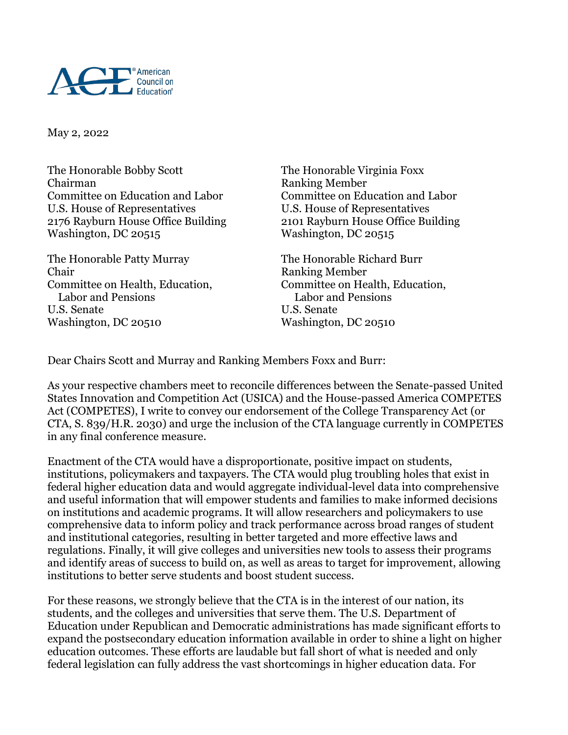ACE® American Council on Education®

May 2, 2022

The Honorable Bobby Scott
Chairman
Committee on Education and Labor
U.S. House of Representatives
2176 Rayburn House Office Building
Washington, DC 20515

The Honorable Virginia Foxx
Ranking Member
Committee on Education and Labor
U.S. House of Representatives
2101 Rayburn House Office Building
Washington, DC 20515

The Honorable Patty Murray
Chair
Committee on Health, Education, Labor and Pensions
U.S. Senate
Washington, DC 20510

The Honorable Richard Burr
Ranking Member
Committee on Health, Education, Labor and Pensions
U.S. Senate
Washington, DC 20510

Dear Chairs Scott and Murray and Ranking Members Foxx and Burr:

As your respective chambers meet to reconcile differences between the Senate-passed United States Innovation and Competition Act (USICA) and the House-passed America COMPETES Act (COMPETES), I write to convey our endorsement of the College Transparency Act (or CTA, S. 839/H.R. 2030) and urge the inclusion of the CTA language currently in COMPETES in any final conference measure.

Enactment of the CTA would have a disproportionate, positive impact on students, institutions, policymakers and taxpayers. The CTA would plug troubling holes that exist in federal higher education data and would aggregate individual-level data into comprehensive and useful information that will empower students and families to make informed decisions on institutions and academic programs. It will allow researchers and policymakers to use comprehensive data to inform policy and track performance across broad ranges of student and institutional categories, resulting in better targeted and more effective laws and regulations. Finally, it will give colleges and universities new tools to assess their programs and identify areas of success to build on, as well as areas to target for improvement, allowing institutions to better serve students and boost student success.

For these reasons, we strongly believe that the CTA is in the interest of our nation, its students, and the colleges and universities that serve them. The U.S. Department of Education under Republican and Democratic administrations has made significant efforts to expand the postsecondary education information available in order to shine a light on higher education outcomes. These efforts are laudable but fall short of what is needed and only federal legislation can fully address the vast shortcomings in higher education data. For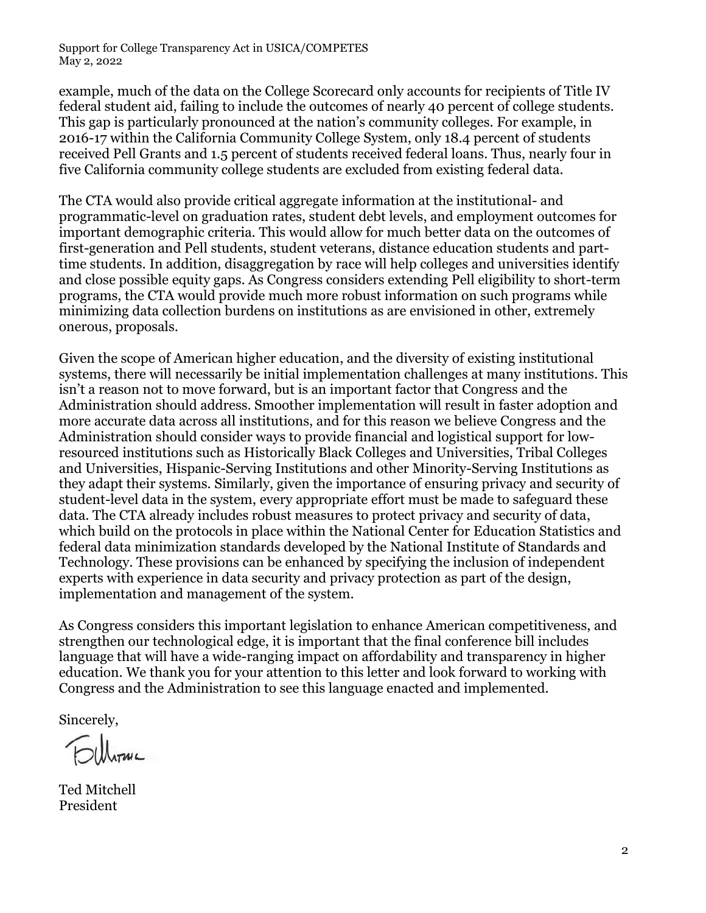example, much of the data on the College Scorecard only accounts for recipients of Title IV federal student aid, failing to include the outcomes of nearly 40 percent of college students. This gap is particularly pronounced at the nation's community colleges. For example, in 2016-17 within the California Community College System, only 18.4 percent of students received Pell Grants and 1.5 percent of students received federal loans. Thus, nearly four in five California community college students are excluded from existing federal data.

The CTA would also provide critical aggregate information at the institutional- and programmatic-level on graduation rates, student debt levels, and employment outcomes for important demographic criteria. This would allow for much better data on the outcomes of first-generation and Pell students, student veterans, distance education students and part-time students. In addition, disaggregation by race will help colleges and universities identify and close possible equity gaps. As Congress considers extending Pell eligibility to short-term programs, the CTA would provide much more robust information on such programs while minimizing data collection burdens on institutions as are envisioned in other, extremely onerous, proposals.

Given the scope of American higher education, and the diversity of existing institutional systems, there will necessarily be initial implementation challenges at many institutions. This isn't a reason not to move forward, but is an important factor that Congress and the Administration should address. Smoother implementation will result in faster adoption and more accurate data across all institutions, and for this reason we believe Congress and the Administration should consider ways to provide financial and logistical support for low-resourced institutions such as Historically Black Colleges and Universities, Tribal Colleges and Universities, Hispanic-Serving Institutions and other Minority-Serving Institutions as they adapt their systems. Similarly, given the importance of ensuring privacy and security of student-level data in the system, every appropriate effort must be made to safeguard these data. The CTA already includes robust measures to protect privacy and security of data, which build on the protocols in place within the National Center for Education Statistics and federal data minimization standards developed by the National Institute of Standards and Technology. These provisions can be enhanced by specifying the inclusion of independent experts with experience in data security and privacy protection as part of the design, implementation and management of the system.

As Congress considers this important legislation to enhance American competitiveness, and strengthen our technological edge, it is important that the final conference bill includes language that will have a wide-ranging impact on affordability and transparency in higher education. We thank you for your attention to this letter and look forward to working with Congress and the Administration to see this language enacted and implemented.

Sincerely,

Ted Mitchell
President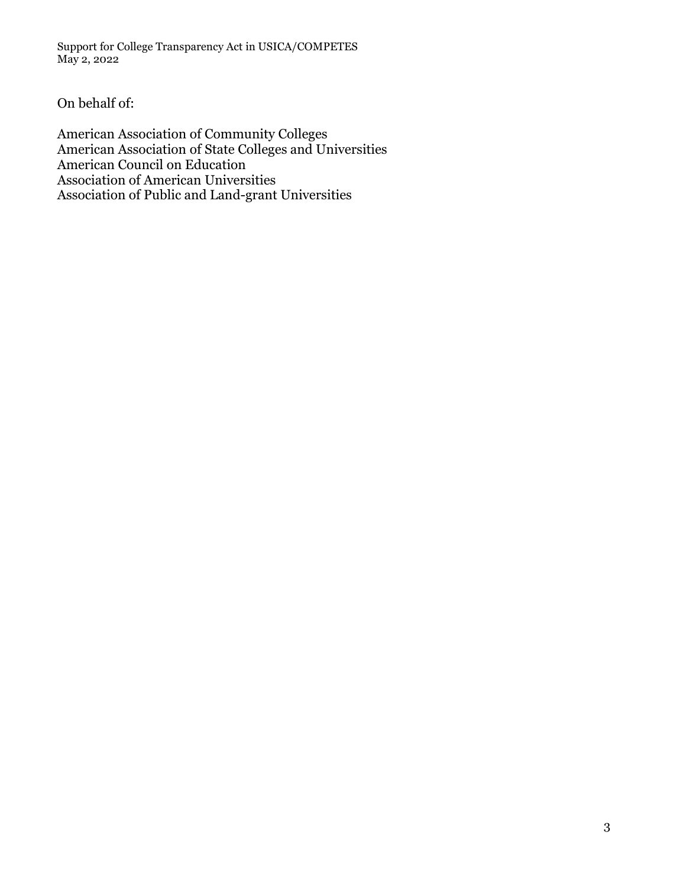On behalf of:

American Association of Community Colleges
American Association of State Colleges and Universities
American Council on Education
Association of American Universities
Association of Public and Land-grant Universities